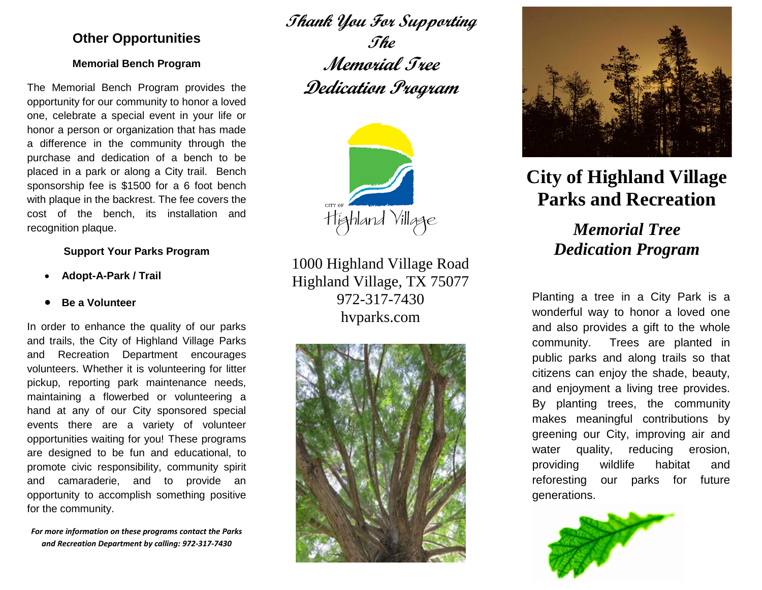## Other Opportunities

### Memorial Bench Program

The Memorial Bench Program provides the opportunity for our community to honor a loved one, celebrate a special event in your life or honor a person or organization that has made a difference in the community through the purchase and dedication of a bench to be placed in a park or along a City trail. Bench sponsorship fee is $1500 for a 6 foot bench with plaque in the backrest. The fee covers the cost of the bench, its installation and recognition plaque.

### Support Your Parks Program

- **Adopt-A-Park / Trail**
- **Be a Volunteer**

In order to enhance the quality of our parks and trails, the City of Highland Village Parks and Recreation Department encourages volunteers. Whether it is volunteering for litter pickup, reporting park maintenance needs, maintaining a flowerbed or volunteering a hand at any of our City sponsored special events there are a variety of volunteer opportunities waiting for you! These programs are designed to be fun and educational, to promote civic responsibility, community spirit and camaraderie, and to provide an opportunity to accomplish something positive for the community.

***For more information on these programs contact the Parks and Recreation Department by calling: 972-317-7430***

## *Thank You For Supporting The Memorial Tree Dedication Program*

CITY OF Highland Village

1000 Highland Village Road
Highland Village, TX 75077
972-317-7430
hvparks.com

# City of Highland Village Parks and Recreation

## *Memorial Tree Dedication Program*

Planting a tree in a City Park is a wonderful way to honor a loved one and also provides a gift to the whole community. Trees are planted in public parks and along trails so that citizens can enjoy the shade, beauty, and enjoyment a living tree provides. By planting trees, the community makes meaningful contributions by greening our City, improving air and water quality, reducing erosion, providing wildlife habitat and reforesting our parks for future generations.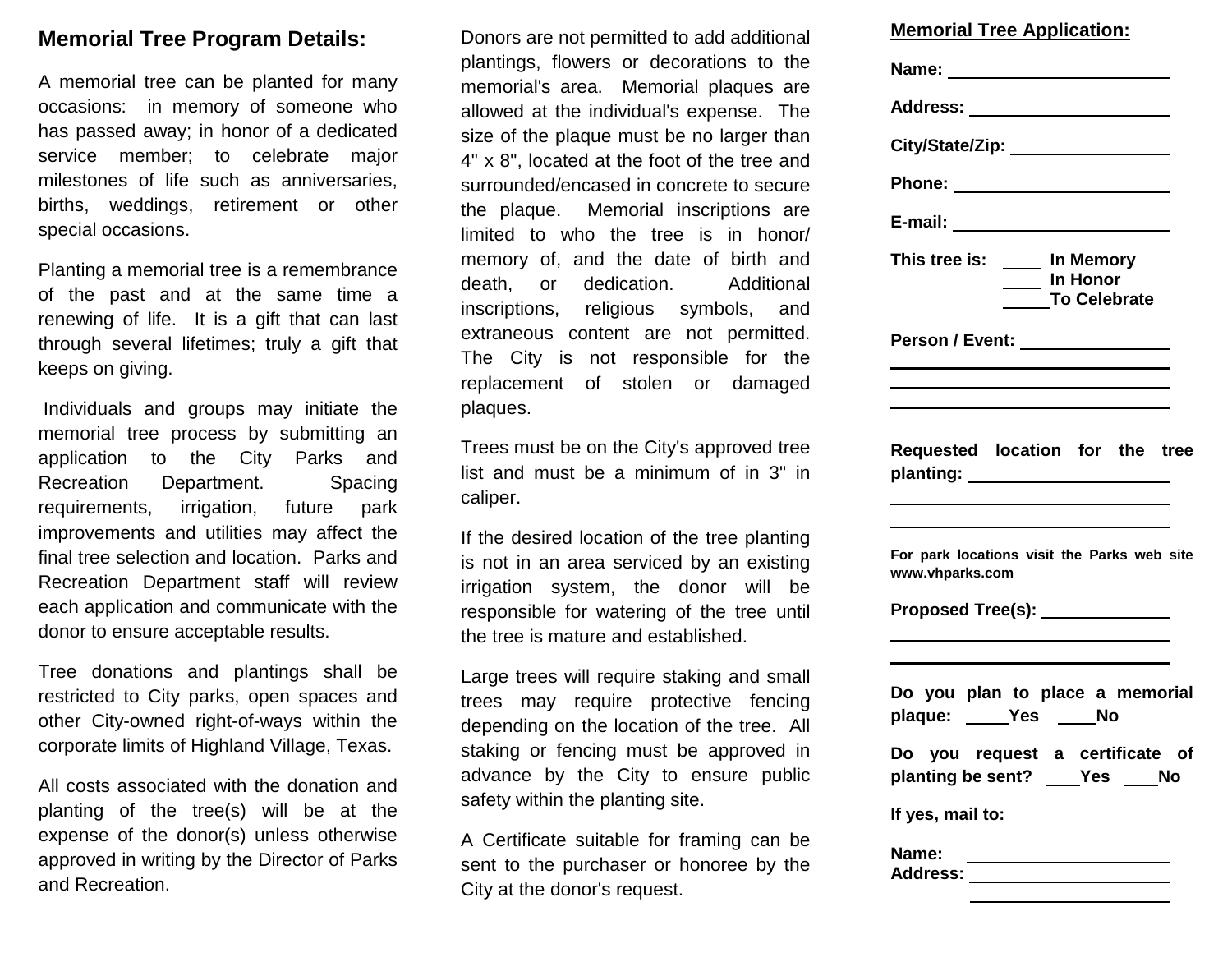## Memorial Tree Program Details:

A memorial tree can be planted for many occasions: in memory of someone who has passed away; in honor of a dedicated service member; to celebrate major milestones of life such as anniversaries, births, weddings, retirement or other special occasions.

Planting a memorial tree is a remembrance of the past and at the same time a renewing of life. It is a gift that can last through several lifetimes; truly a gift that keeps on giving.

Individuals and groups may initiate the memorial tree process by submitting an application to the City Parks and Recreation Department. Spacing requirements, irrigation, future park improvements and utilities may affect the final tree selection and location. Parks and Recreation Department staff will review each application and communicate with the donor to ensure acceptable results.

Tree donations and plantings shall be restricted to City parks, open spaces and other City-owned right-of-ways within the corporate limits of Highland Village, Texas.

All costs associated with the donation and planting of the tree(s) will be at the expense of the donor(s) unless otherwise approved in writing by the Director of Parks and Recreation.

Donors are not permitted to add additional plantings, flowers or decorations to the memorial's area. Memorial plaques are allowed at the individual's expense. The size of the plaque must be no larger than 4" x 8", located at the foot of the tree and surrounded/encased in concrete to secure the plaque. Memorial inscriptions are limited to who the tree is in honor/ memory of, and the date of birth and death, or dedication. Additional inscriptions, religious symbols, and extraneous content are not permitted. The City is not responsible for the replacement of stolen or damaged plaques.

Trees must be on the City's approved tree list and must be a minimum of in 3" in caliper.

If the desired location of the tree planting is not in an area serviced by an existing irrigation system, the donor will be responsible for watering of the tree until the tree is mature and established.

Large trees will require staking and small trees may require protective fencing depending on the location of the tree. All staking or fencing must be approved in advance by the City to ensure public safety within the planting site.

A Certificate suitable for framing can be sent to the purchaser or honoree by the City at the donor's request.

**Memorial Tree Application:**

**Name:** ______________________

**Address:** ______________________

**City/State/Zip:** ______________________

**Phone:** ______________________

**E-mail:** ______________________

**This tree is:** ____ **In Memory**
____ **In Honor**
____ **To Celebrate**

**Person / Event:** ______________________

______________________

______________________

______________________

**Requested location for the tree planting:** ______________________

______________________

______________________

**For park locations visit the Parks web site www.vhparks.com**

**Proposed Tree(s):** ______________________

______________________

______________________

**Do you plan to place a memorial plaque:** ____ **Yes** ____ **No**

**Do you request a certificate of planting be sent?** ____ **Yes** ____ **No**

**If yes, mail to:**

**Name:** ______________________

**Address:** ______________________

______________________